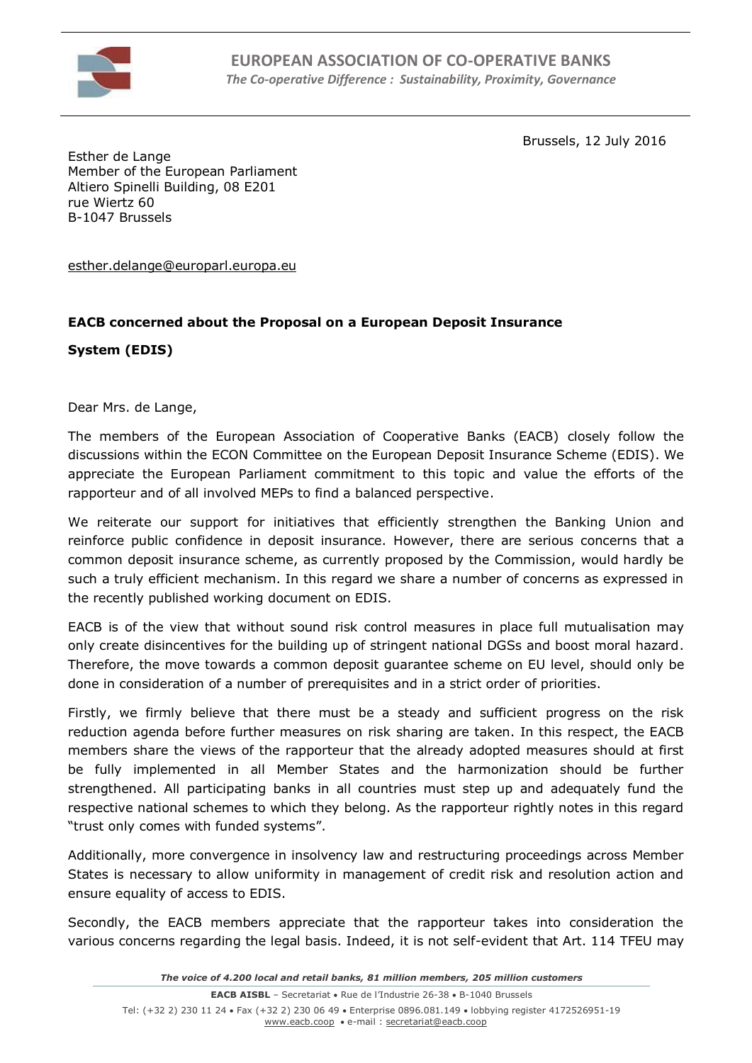# EUROPEAN ASSOCIATION OF CO-OPERATIVE BANKS

*The Co-operative Difference : Sustainability, Proximity, Governance*

Brussels, 12 July 2016

Esther de Lange
Member of the European Parliament
Altiero Spinelli Building, 08 E201
rue Wiertz 60
B-1047 Brussels

esther.delange@europarl.europa.eu

**EACB concerned about the Proposal on a European Deposit Insurance System (EDIS)**

Dear Mrs. de Lange,

The members of the European Association of Cooperative Banks (EACB) closely follow the discussions within the ECON Committee on the European Deposit Insurance Scheme (EDIS). We appreciate the European Parliament commitment to this topic and value the efforts of the rapporteur and of all involved MEPs to find a balanced perspective.

We reiterate our support for initiatives that efficiently strengthen the Banking Union and reinforce public confidence in deposit insurance. However, there are serious concerns that a common deposit insurance scheme, as currently proposed by the Commission, would hardly be such a truly efficient mechanism. In this regard we share a number of concerns as expressed in the recently published working document on EDIS.

EACB is of the view that without sound risk control measures in place full mutualisation may only create disincentives for the building up of stringent national DGSs and boost moral hazard. Therefore, the move towards a common deposit guarantee scheme on EU level, should only be done in consideration of a number of prerequisites and in a strict order of priorities.

Firstly, we firmly believe that there must be a steady and sufficient progress on the risk reduction agenda before further measures on risk sharing are taken. In this respect, the EACB members share the views of the rapporteur that the already adopted measures should at first be fully implemented in all Member States and the harmonization should be further strengthened. All participating banks in all countries must step up and adequately fund the respective national schemes to which they belong. As the rapporteur rightly notes in this regard "trust only comes with funded systems".

Additionally, more convergence in insolvency law and restructuring proceedings across Member States is necessary to allow uniformity in management of credit risk and resolution action and ensure equality of access to EDIS.

Secondly, the EACB members appreciate that the rapporteur takes into consideration the various concerns regarding the legal basis. Indeed, it is not self-evident that Art. 114 TFEU may

*The voice of 4.200 local and retail banks, 81 million members, 205 million customers*

**EACB AISBL** – Secretariat • Rue de l'Industrie 26-38 • B-1040 Brussels
Tel: (+32 2) 230 11 24 • Fax (+32 2) 230 06 49 • Enterprise 0896.081.149 • lobbying register 4172526951-19
www.eacb.coop • e-mail : secretariat@eacb.coop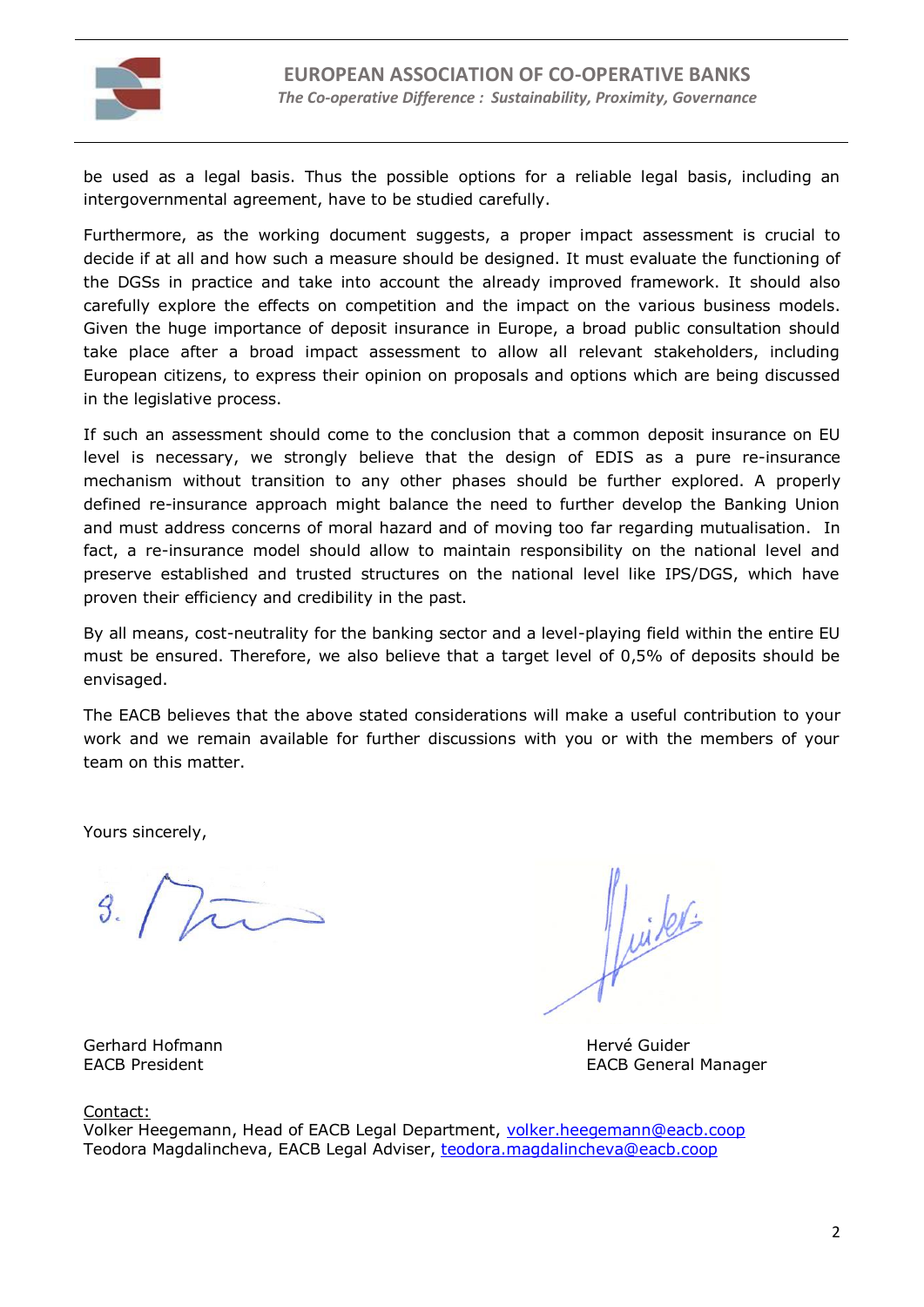be used as a legal basis. Thus the possible options for a reliable legal basis, including an intergovernmental agreement, have to be studied carefully.

Furthermore, as the working document suggests, a proper impact assessment is crucial to decide if at all and how such a measure should be designed. It must evaluate the functioning of the DGSs in practice and take into account the already improved framework. It should also carefully explore the effects on competition and the impact on the various business models. Given the huge importance of deposit insurance in Europe, a broad public consultation should take place after a broad impact assessment to allow all relevant stakeholders, including European citizens, to express their opinion on proposals and options which are being discussed in the legislative process.

If such an assessment should come to the conclusion that a common deposit insurance on EU level is necessary, we strongly believe that the design of EDIS as a pure re-insurance mechanism without transition to any other phases should be further explored. A properly defined re-insurance approach might balance the need to further develop the Banking Union and must address concerns of moral hazard and of moving too far regarding mutualisation. In fact, a re-insurance model should allow to maintain responsibility on the national level and preserve established and trusted structures on the national level like IPS/DGS, which have proven their efficiency and credibility in the past.

By all means, cost-neutrality for the banking sector and a level-playing field within the entire EU must be ensured. Therefore, we also believe that a target level of 0,5% of deposits should be envisaged.

The EACB believes that the above stated considerations will make a useful contribution to your work and we remain available for further discussions with you or with the members of your team on this matter.

Yours sincerely,

Gerhard Hofmann
EACB President

Hervé Guider
EACB General Manager

Contact:
Volker Heegemann, Head of EACB Legal Department, volker.heegemann@eacb.coop
Teodora Magdalincheva, EACB Legal Adviser, teodora.magdalincheva@eacb.coop